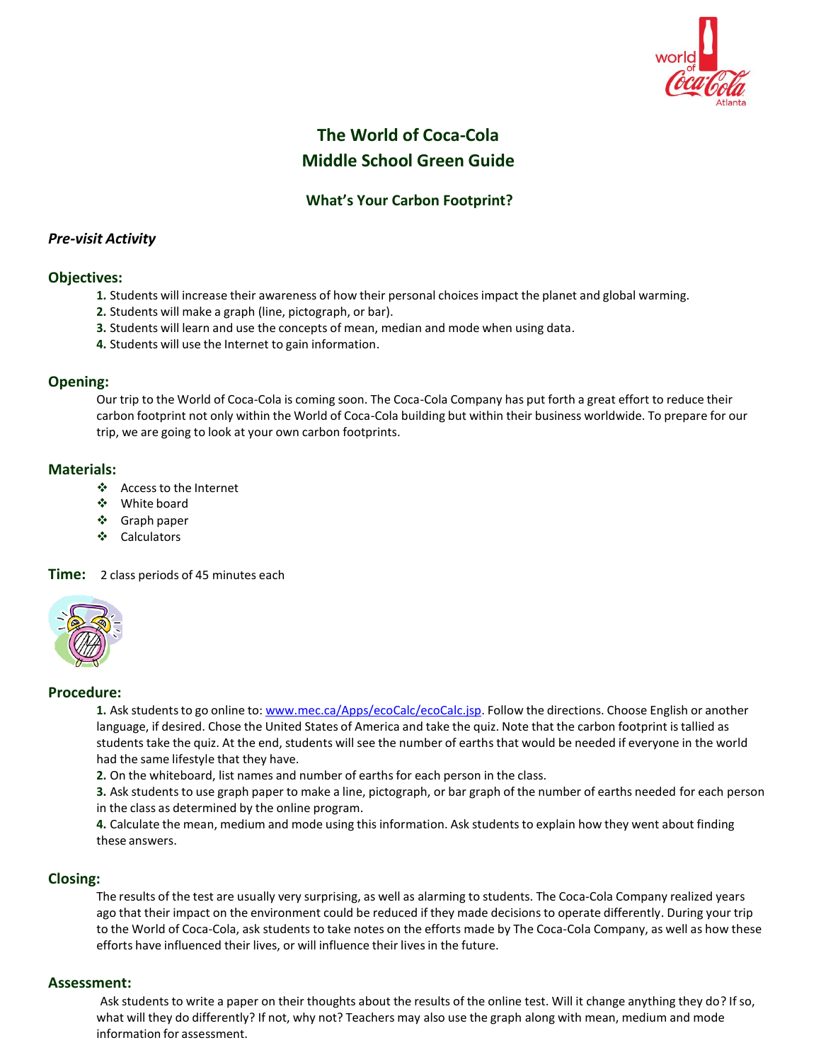# The World of Coca-Cola
# Middle School Green Guide

## What's Your Carbon Footprint?

### *Pre-visit Activity*

### Objectives:

1. Students will increase their awareness of how their personal choices impact the planet and global warming.
2. Students will make a graph (line, pictograph, or bar).
3. Students will learn and use the concepts of mean, median and mode when using data.
4. Students will use the Internet to gain information.

### Opening:

Our trip to the World of Coca-Cola is coming soon. The Coca-Cola Company has put forth a great effort to reduce their carbon footprint not only within the World of Coca-Cola building but within their business worldwide. To prepare for our trip, we are going to look at your own carbon footprints.

### Materials:

- Access to the Internet
- White board
- Graph paper
- Calculators

**Time:** 2 class periods of 45 minutes each

### Procedure:

1. Ask students to go online to: [www.mec.ca/Apps/ecoCalc/ecoCalc.jsp](www.mec.ca/Apps/ecoCalc/ecoCalc.jsp). Follow the directions. Choose English or another language, if desired. Chose the United States of America and take the quiz. Note that the carbon footprint is tallied as students take the quiz. At the end, students will see the number of earths that would be needed if everyone in the world had the same lifestyle that they have.
2. On the whiteboard, list names and number of earths for each person in the class.
3. Ask students to use graph paper to make a line, pictograph, or bar graph of the number of earths needed for each person in the class as determined by the online program.
4. Calculate the mean, medium and mode using this information. Ask students to explain how they went about finding these answers.

### Closing:

The results of the test are usually very surprising, as well as alarming to students. The Coca-Cola Company realized years ago that their impact on the environment could be reduced if they made decisions to operate differently. During your trip to the World of Coca-Cola, ask students to take notes on the efforts made by The Coca-Cola Company, as well as how these efforts have influenced their lives, or will influence their lives in the future.

### Assessment:

Ask students to write a paper on their thoughts about the results of the online test. Will it change anything they do? If so, what will they do differently? If not, why not? Teachers may also use the graph along with mean, medium and mode information for assessment.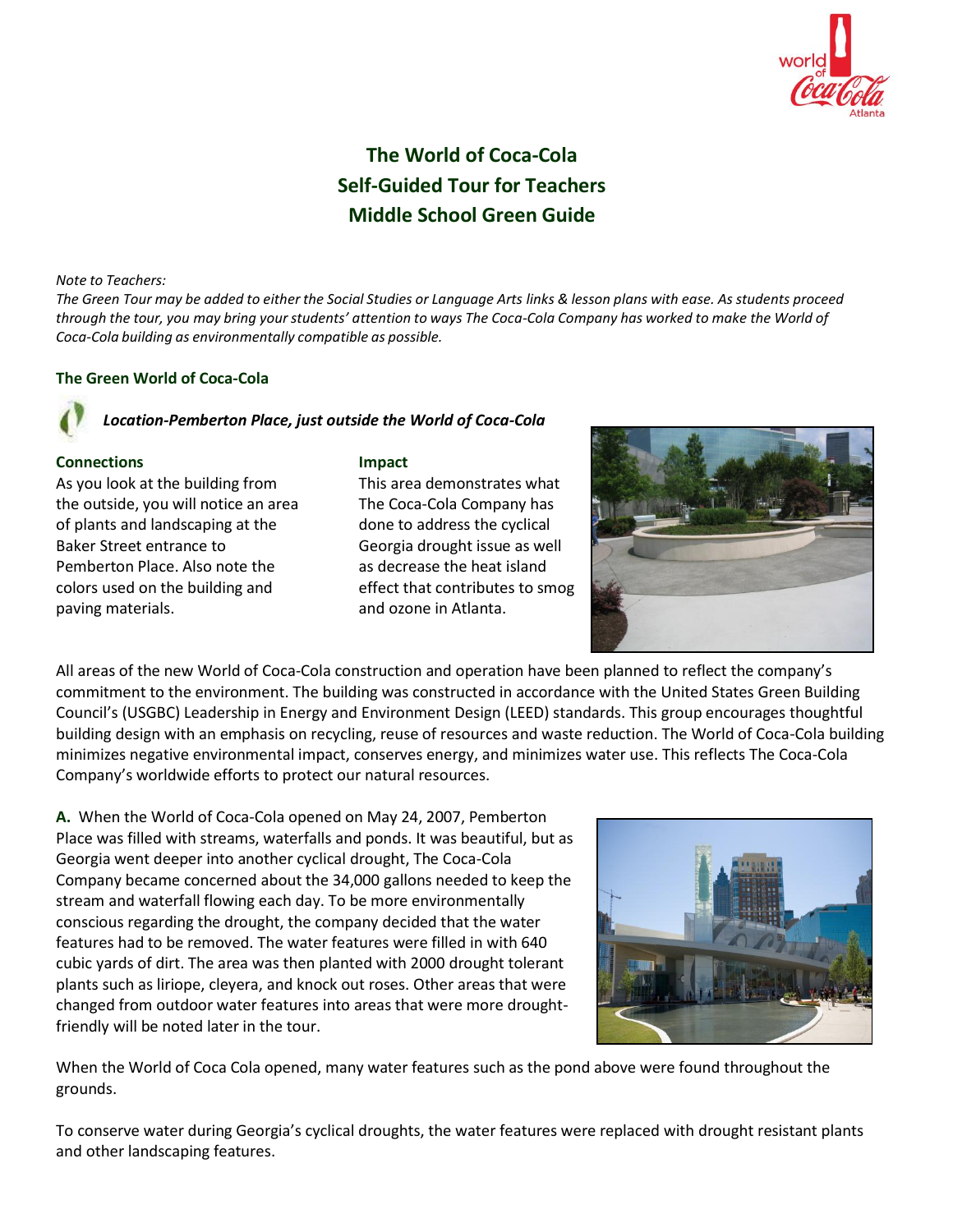# The World of Coca-Cola
# Self-Guided Tour for Teachers
# Middle School Green Guide

*Note to Teachers:*
*The Green Tour may be added to either the Social Studies or Language Arts links & lesson plans with ease. As students proceed through the tour, you may bring your students' attention to ways The Coca-Cola Company has worked to make the World of Coca-Cola building as environmentally compatible as possible.*

## The Green World of Coca-Cola

### *Location-Pemberton Place, just outside the World of Coca-Cola*

**Connections**
As you look at the building from the outside, you will notice an area of plants and landscaping at the Baker Street entrance to Pemberton Place. Also note the colors used on the building and paving materials.

**Impact**
This area demonstrates what The Coca-Cola Company has done to address the cyclical Georgia drought issue as well as decrease the heat island effect that contributes to smog and ozone in Atlanta.

All areas of the new World of Coca-Cola construction and operation have been planned to reflect the company's commitment to the environment. The building was constructed in accordance with the United States Green Building Council's (USGBC) Leadership in Energy and Environment Design (LEED) standards. This group encourages thoughtful building design with an emphasis on recycling, reuse of resources and waste reduction. The World of Coca-Cola building minimizes negative environmental impact, conserves energy, and minimizes water use. This reflects The Coca-Cola Company's worldwide efforts to protect our natural resources.

**A.** When the World of Coca-Cola opened on May 24, 2007, Pemberton Place was filled with streams, waterfalls and ponds. It was beautiful, but as Georgia went deeper into another cyclical drought, The Coca-Cola Company became concerned about the 34,000 gallons needed to keep the stream and waterfall flowing each day. To be more environmentally conscious regarding the drought, the company decided that the water features had to be removed. The water features were filled in with 640 cubic yards of dirt. The area was then planted with 2000 drought tolerant plants such as liriope, cleyera, and knock out roses. Other areas that were changed from outdoor water features into areas that were more drought-friendly will be noted later in the tour.

When the World of Coca Cola opened, many water features such as the pond above were found throughout the grounds.

To conserve water during Georgia's cyclical droughts, the water features were replaced with drought resistant plants and other landscaping features.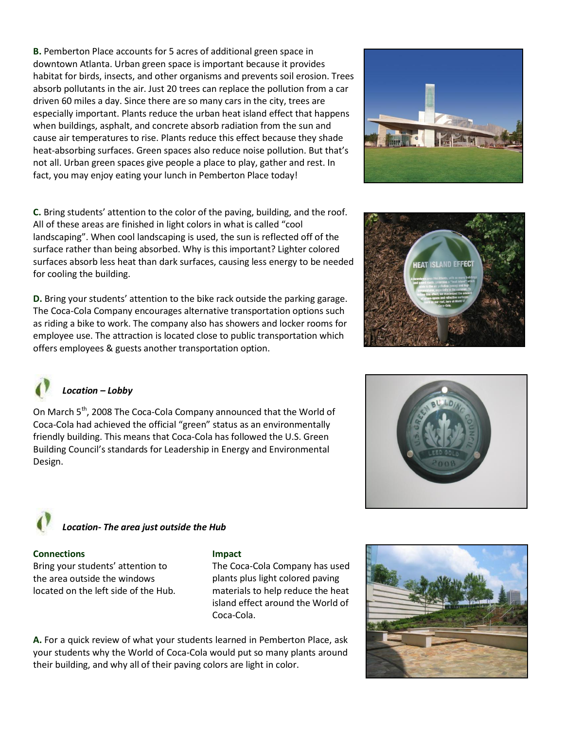**B.** Pemberton Place accounts for 5 acres of additional green space in downtown Atlanta. Urban green space is important because it provides habitat for birds, insects, and other organisms and prevents soil erosion. Trees absorb pollutants in the air. Just 20 trees can replace the pollution from a car driven 60 miles a day. Since there are so many cars in the city, trees are especially important. Plants reduce the urban heat island effect that happens when buildings, asphalt, and concrete absorb radiation from the sun and cause air temperatures to rise. Plants reduce this effect because they shade heat-absorbing surfaces. Green spaces also reduce noise pollution. But that's not all. Urban green spaces give people a place to play, gather and rest. In fact, you may enjoy eating your lunch in Pemberton Place today!

**C.** Bring students' attention to the color of the paving, building, and the roof. All of these areas are finished in light colors in what is called "cool landscaping". When cool landscaping is used, the sun is reflected off of the surface rather than being absorbed. Why is this important? Lighter colored surfaces absorb less heat than dark surfaces, causing less energy to be needed for cooling the building.

**D.** Bring your students' attention to the bike rack outside the parking garage. The Coca-Cola Company encourages alternative transportation options such as riding a bike to work. The company also has showers and locker rooms for employee use. The attraction is located close to public transportation which offers employees & guests another transportation option.

### *Location – Lobby*

On March 5th, 2008 The Coca-Cola Company announced that the World of Coca-Cola had achieved the official "green" status as an environmentally friendly building. This means that Coca-Cola has followed the U.S. Green Building Council's standards for Leadership in Energy and Environmental Design.

### *Location- The area just outside the Hub*

**Connections**

Bring your students' attention to the area outside the windows located on the left side of the Hub.

**Impact**

The Coca-Cola Company has used plants plus light colored paving materials to help reduce the heat island effect around the World of Coca-Cola.

**A.** For a quick review of what your students learned in Pemberton Place, ask your students why the World of Coca-Cola would put so many plants around their building, and why all of their paving colors are light in color.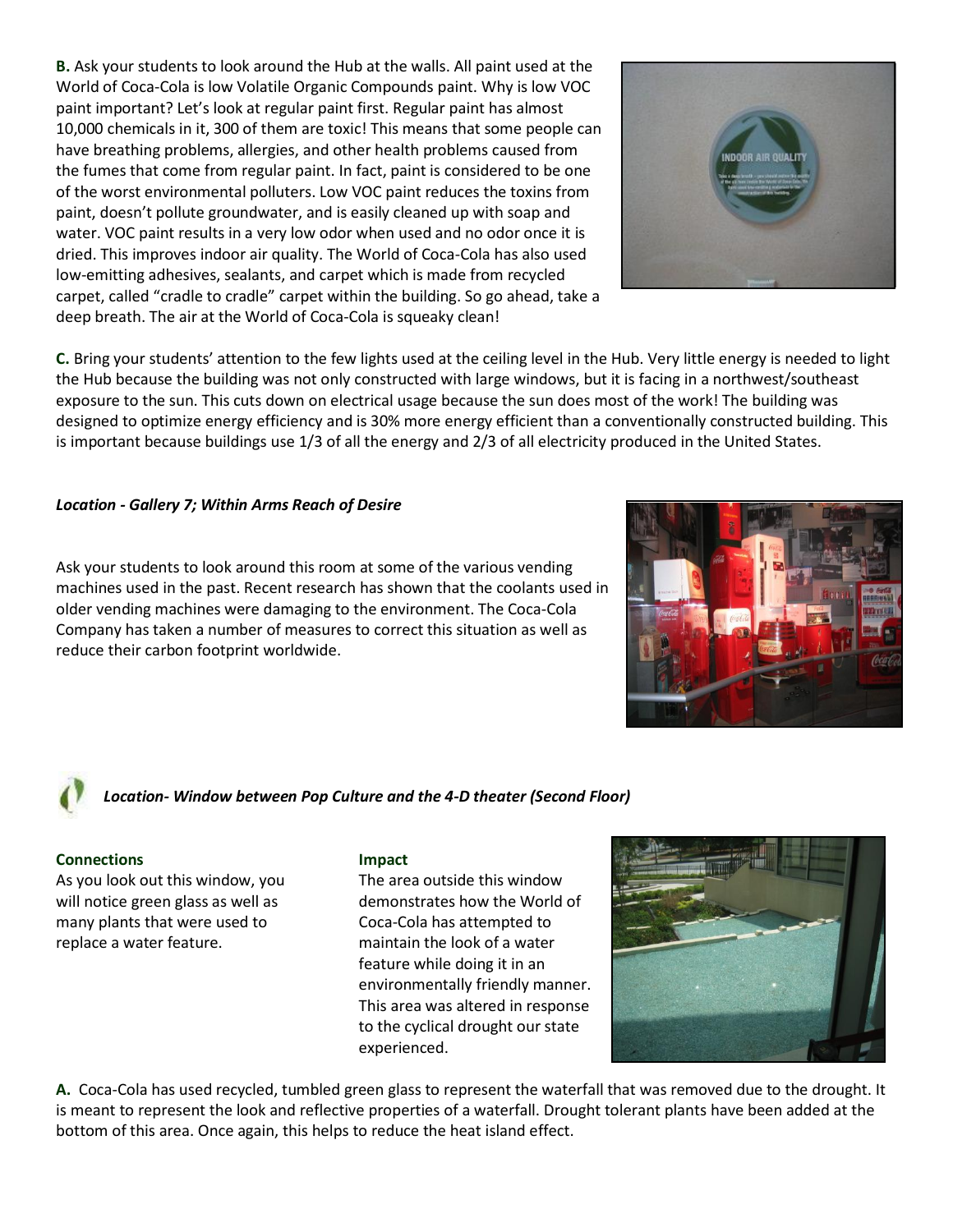**B.** Ask your students to look around the Hub at the walls. All paint used at the World of Coca-Cola is low Volatile Organic Compounds paint. Why is low VOC paint important? Let's look at regular paint first. Regular paint has almost 10,000 chemicals in it, 300 of them are toxic! This means that some people can have breathing problems, allergies, and other health problems caused from the fumes that come from regular paint. In fact, paint is considered to be one of the worst environmental polluters. Low VOC paint reduces the toxins from paint, doesn't pollute groundwater, and is easily cleaned up with soap and water. VOC paint results in a very low odor when used and no odor once it is dried. This improves indoor air quality. The World of Coca-Cola has also used low-emitting adhesives, sealants, and carpet which is made from recycled carpet, called "cradle to cradle" carpet within the building. So go ahead, take a deep breath. The air at the World of Coca-Cola is squeaky clean!

**C.** Bring your students' attention to the few lights used at the ceiling level in the Hub. Very little energy is needed to light the Hub because the building was not only constructed with large windows, but it is facing in a northwest/southeast exposure to the sun. This cuts down on electrical usage because the sun does most of the work! The building was designed to optimize energy efficiency and is 30% more energy efficient than a conventionally constructed building. This is important because buildings use 1/3 of all the energy and 2/3 of all electricity produced in the United States.

***Location - Gallery 7; Within Arms Reach of Desire***

Ask your students to look around this room at some of the various vending machines used in the past. Recent research has shown that the coolants used in older vending machines were damaging to the environment. The Coca-Cola Company has taken a number of measures to correct this situation as well as reduce their carbon footprint worldwide.

***Location- Window between Pop Culture and the 4-D theater (Second Floor)***

**Connections**

As you look out this window, you will notice green glass as well as many plants that were used to replace a water feature.

**Impact**

The area outside this window demonstrates how the World of Coca-Cola has attempted to maintain the look of a water feature while doing it in an environmentally friendly manner. This area was altered in response to the cyclical drought our state experienced.

**A.** Coca-Cola has used recycled, tumbled green glass to represent the waterfall that was removed due to the drought. It is meant to represent the look and reflective properties of a waterfall. Drought tolerant plants have been added at the bottom of this area. Once again, this helps to reduce the heat island effect.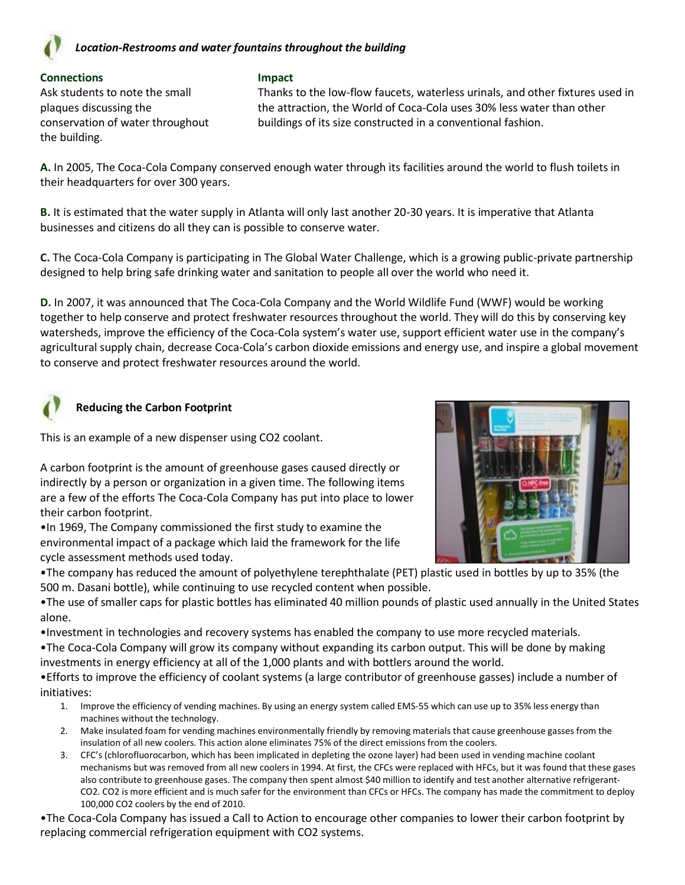### *Location-Restrooms and water fountains throughout the building*

**Connections**

Ask students to note the small plaques discussing the conservation of water throughout the building.

**Impact**

Thanks to the low-flow faucets, waterless urinals, and other fixtures used in the attraction, the World of Coca-Cola uses 30% less water than other buildings of its size constructed in a conventional fashion.

**A.** In 2005, The Coca-Cola Company conserved enough water through its facilities around the world to flush toilets in their headquarters for over 300 years.

**B.** It is estimated that the water supply in Atlanta will only last another 20-30 years. It is imperative that Atlanta businesses and citizens do all they can is possible to conserve water.

**C.** The Coca-Cola Company is participating in The Global Water Challenge, which is a growing public-private partnership designed to help bring safe drinking water and sanitation to people all over the world who need it.

**D.** In 2007, it was announced that The Coca-Cola Company and the World Wildlife Fund (WWF) would be working together to help conserve and protect freshwater resources throughout the world. They will do this by conserving key watersheds, improve the efficiency of the Coca-Cola system's water use, support efficient water use in the company's agricultural supply chain, decrease Coca-Cola's carbon dioxide emissions and energy use, and inspire a global movement to conserve and protect freshwater resources around the world.

### Reducing the Carbon Footprint

This is an example of a new dispenser using $CO_2$ coolant.

A carbon footprint is the amount of greenhouse gases caused directly or indirectly by a person or organization in a given time. The following items are a few of the efforts The Coca-Cola Company has put into place to lower their carbon footprint.

- In 1969, The Company commissioned the first study to examine the environmental impact of a package which laid the framework for the life cycle assessment methods used today.
- The company has reduced the amount of polyethylene terephthalate (PET) plastic used in bottles by up to 35% (the 500 m. Dasani bottle), while continuing to use recycled content when possible.
- The use of smaller caps for plastic bottles has eliminated 40 million pounds of plastic used annually in the United States alone.
- Investment in technologies and recovery systems has enabled the company to use more recycled materials.
- The Coca-Cola Company will grow its company without expanding its carbon output. This will be done by making investments in energy efficiency at all of the 1,000 plants and with bottlers around the world.
- Efforts to improve the efficiency of coolant systems (a large contributor of greenhouse gasses) include a number of initiatives:
  1. Improve the efficiency of vending machines. By using an energy system called EMS-55 which can use up to 35% less energy than machines without the technology.
  2. Make insulated foam for vending machines environmentally friendly by removing materials that cause greenhouse gasses from the insulation of all new coolers. This action alone eliminates 75% of the direct emissions from the coolers.
  3. CFC's (chlorofluorocarbon, which has been implicated in depleting the ozone layer) had been used in vending machine coolant mechanisms but was removed from all new coolers in 1994. At first, the CFCs were replaced with HFCs, but it was found that these gases also contribute to greenhouse gases. The company then spent almost $40 million to identify and test another alternative refrigerant- $CO_2$. $CO_2$ is more efficient and is much safer for the environment than CFCs or HFCs. The company has made the commitment to deploy 100,000 $CO_2$ coolers by the end of 2010.
- The Coca-Cola Company has issued a Call to Action to encourage other companies to lower their carbon footprint by replacing commercial refrigeration equipment with $CO_2$ systems.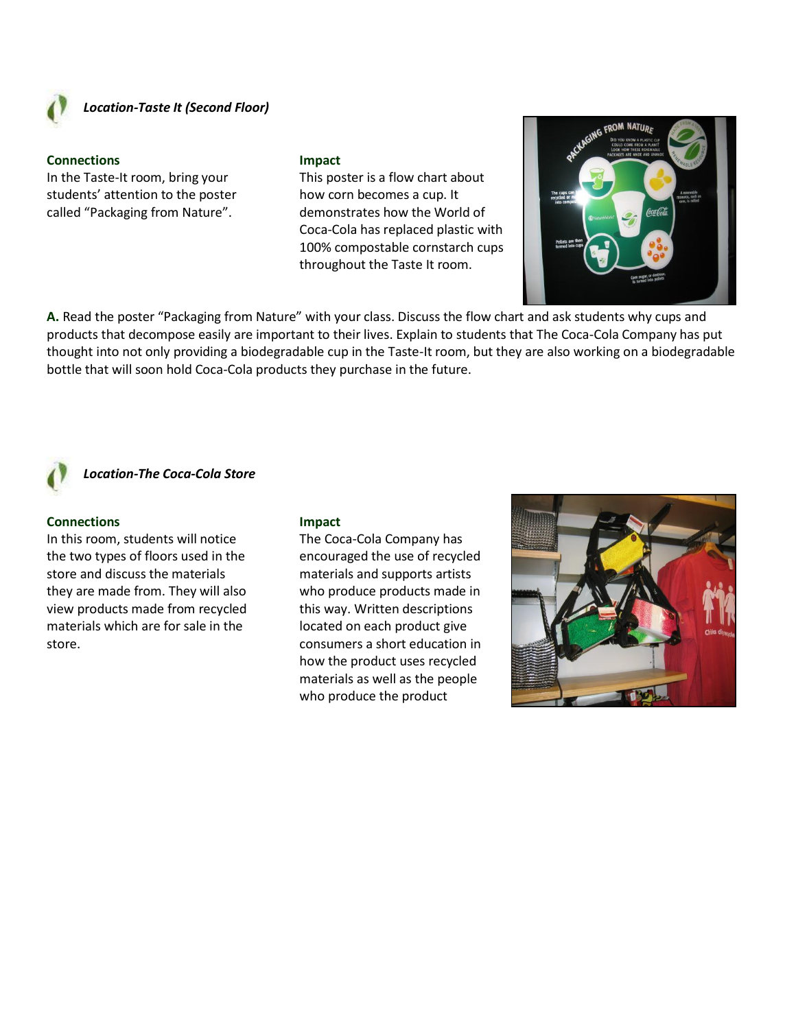### *Location-Taste It (Second Floor)*

**Connections**

In the Taste-It room, bring your students' attention to the poster called "Packaging from Nature".

**Impact**

This poster is a flow chart about how corn becomes a cup. It demonstrates how the World of Coca-Cola has replaced plastic with 100% compostable cornstarch cups throughout the Taste It room.

**A.** Read the poster "Packaging from Nature" with your class. Discuss the flow chart and ask students why cups and products that decompose easily are important to their lives. Explain to students that The Coca-Cola Company has put thought into not only providing a biodegradable cup in the Taste-It room, but they are also working on a biodegradable bottle that will soon hold Coca-Cola products they purchase in the future.

### *Location-The Coca-Cola Store*

**Connections**

In this room, students will notice the two types of floors used in the store and discuss the materials they are made from. They will also view products made from recycled materials which are for sale in the store.

**Impact**

The Coca-Cola Company has encouraged the use of recycled materials and supports artists who produce products made in this way. Written descriptions located on each product give consumers a short education in how the product uses recycled materials as well as the people who produce the product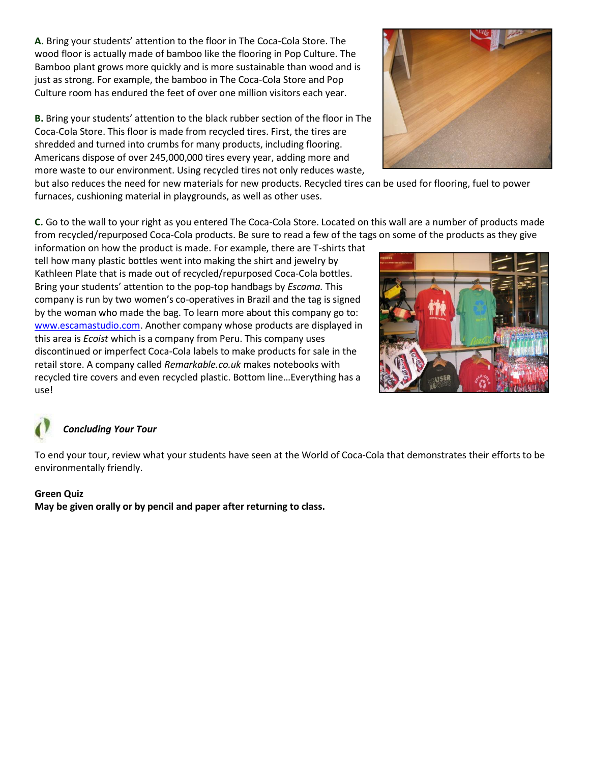**A.** Bring your students' attention to the floor in The Coca-Cola Store. The wood floor is actually made of bamboo like the flooring in Pop Culture. The Bamboo plant grows more quickly and is more sustainable than wood and is just as strong. For example, the bamboo in The Coca-Cola Store and Pop Culture room has endured the feet of over one million visitors each year.

**B.** Bring your students' attention to the black rubber section of the floor in The Coca-Cola Store. This floor is made from recycled tires. First, the tires are shredded and turned into crumbs for many products, including flooring. Americans dispose of over 245,000,000 tires every year, adding more and more waste to our environment. Using recycled tires not only reduces waste, but also reduces the need for new materials for new products. Recycled tires can be used for flooring, fuel to power furnaces, cushioning material in playgrounds, as well as other uses.

**C.** Go to the wall to your right as you entered The Coca-Cola Store. Located on this wall are a number of products made from recycled/repurposed Coca-Cola products. Be sure to read a few of the tags on some of the products as they give information on how the product is made. For example, there are T-shirts that tell how many plastic bottles went into making the shirt and jewelry by Kathleen Plate that is made out of recycled/repurposed Coca-Cola bottles. Bring your students' attention to the pop-top handbags by *Escama.* This company is run by two women's co-operatives in Brazil and the tag is signed by the woman who made the bag. To learn more about this company go to: www.escamastudio.com. Another company whose products are displayed in this area is *Ecoist* which is a company from Peru. This company uses discontinued or imperfect Coca-Cola labels to make products for sale in the retail store. A company called *Remarkable.co.uk* makes notebooks with recycled tire covers and even recycled plastic. Bottom line…Everything has a use!

***Concluding Your Tour***

To end your tour, review what your students have seen at the World of Coca-Cola that demonstrates their efforts to be environmentally friendly.

**Green Quiz**
**May be given orally or by pencil and paper after returning to class.**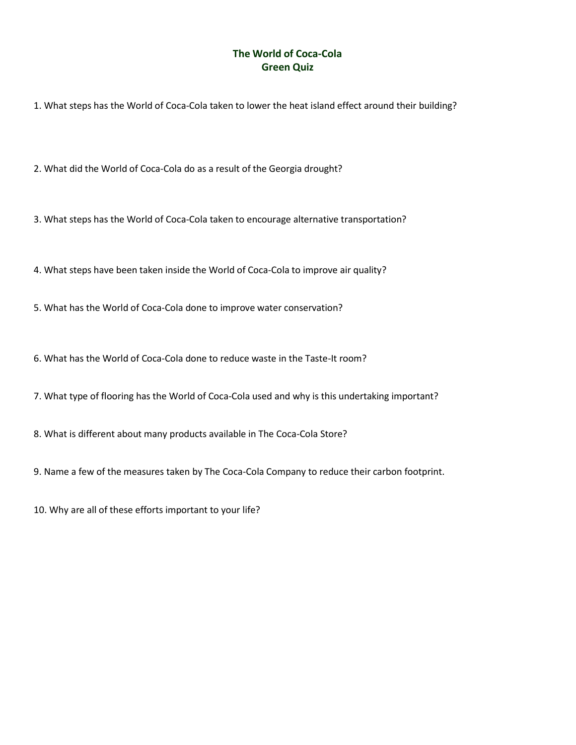# The World of Coca-Cola
## Green Quiz

1. What steps has the World of Coca-Cola taken to lower the heat island effect around their building?

2. What did the World of Coca-Cola do as a result of the Georgia drought?

3. What steps has the World of Coca-Cola taken to encourage alternative transportation?

4. What steps have been taken inside the World of Coca-Cola to improve air quality?

5. What has the World of Coca-Cola done to improve water conservation?

6. What has the World of Coca-Cola done to reduce waste in the Taste-It room?

7. What type of flooring has the World of Coca-Cola used and why is this undertaking important?

8. What is different about many products available in The Coca-Cola Store?

9. Name a few of the measures taken by The Coca-Cola Company to reduce their carbon footprint.

10. Why are all of these efforts important to your life?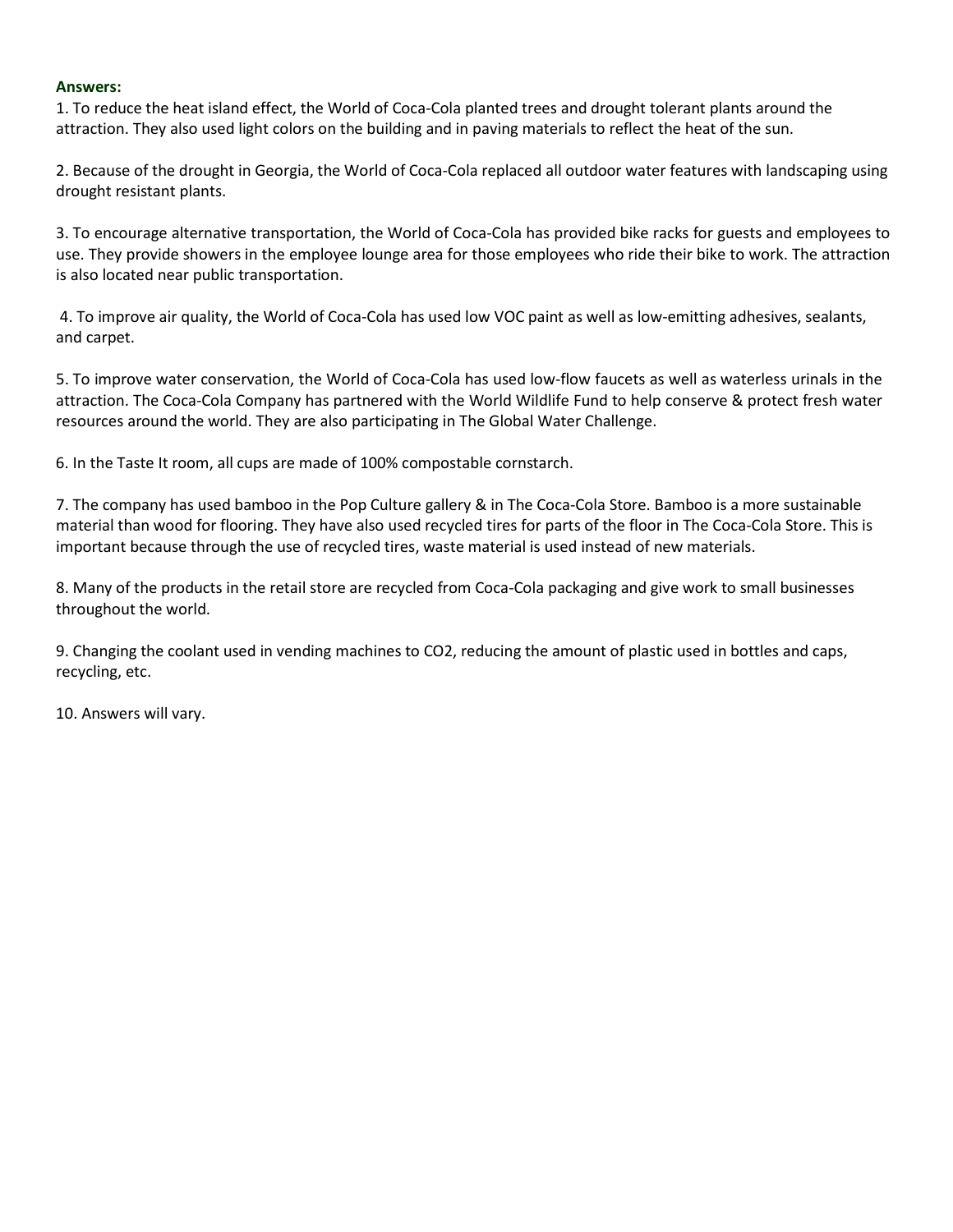**Answers:**

1. To reduce the heat island effect, the World of Coca-Cola planted trees and drought tolerant plants around the attraction. They also used light colors on the building and in paving materials to reflect the heat of the sun.

2. Because of the drought in Georgia, the World of Coca-Cola replaced all outdoor water features with landscaping using drought resistant plants.

3. To encourage alternative transportation, the World of Coca-Cola has provided bike racks for guests and employees to use. They provide showers in the employee lounge area for those employees who ride their bike to work. The attraction is also located near public transportation.

4. To improve air quality, the World of Coca-Cola has used low VOC paint as well as low-emitting adhesives, sealants, and carpet.

5. To improve water conservation, the World of Coca-Cola has used low-flow faucets as well as waterless urinals in the attraction. The Coca-Cola Company has partnered with the World Wildlife Fund to help conserve & protect fresh water resources around the world. They are also participating in The Global Water Challenge.

6. In the Taste It room, all cups are made of 100% compostable cornstarch.

7. The company has used bamboo in the Pop Culture gallery & in The Coca-Cola Store. Bamboo is a more sustainable material than wood for flooring. They have also used recycled tires for parts of the floor in The Coca-Cola Store. This is important because through the use of recycled tires, waste material is used instead of new materials.

8. Many of the products in the retail store are recycled from Coca-Cola packaging and give work to small businesses throughout the world.

9. Changing the coolant used in vending machines to $CO_2$, reducing the amount of plastic used in bottles and caps, recycling, etc.

10. Answers will vary.